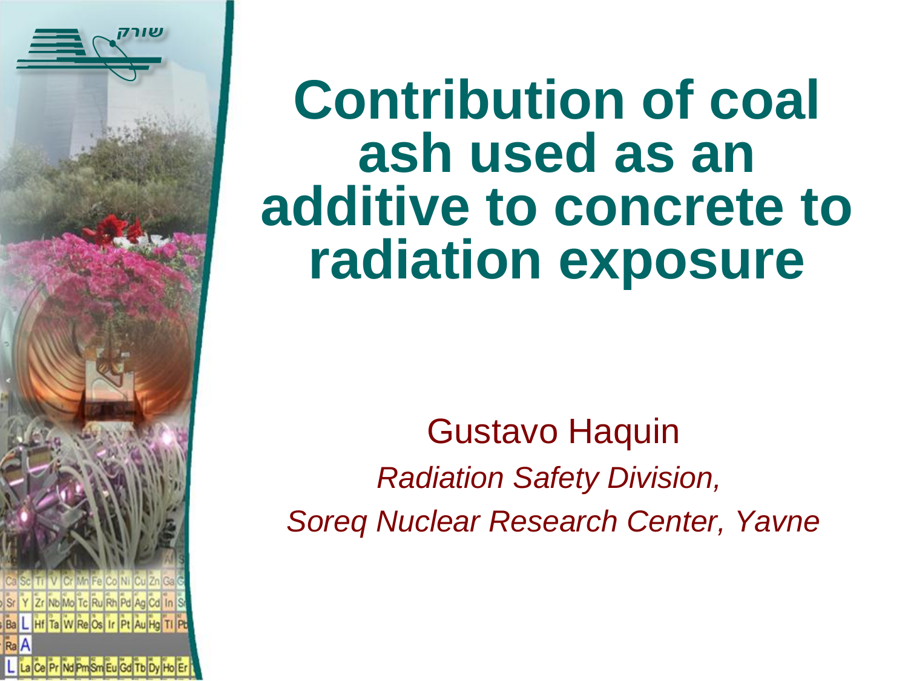# Contribution of coal ash used as an additive to concrete to radiation exposure

Gustavo Haquin

*Radiation Safety Division,*

*Soreq Nuclear Research Center, Yavne*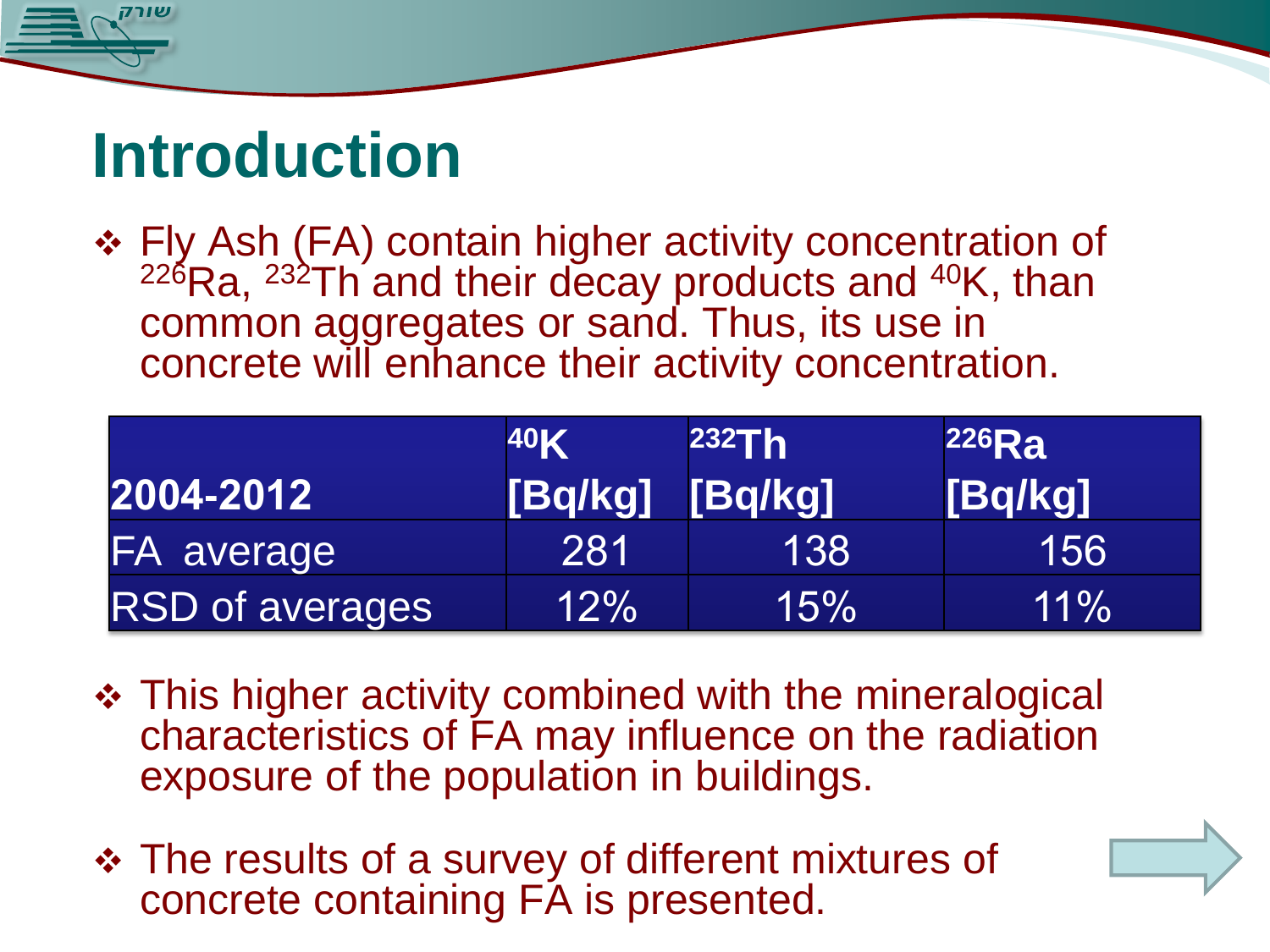# Introduction

- Fly Ash (FA) contain higher activity concentration of $^{226}Ra$, $^{232}Th$ and their decay products and $^{40}K$, than common aggregates or sand. Thus, its use in concrete will enhance their activity concentration.

| 2004-2012 | $^{40}K$ [Bq/kg] | $^{232}Th$ [Bq/kg] | $^{226}Ra$ [Bq/kg] |
|---|---|---|---|
| FA average | 281 | 138 | 156 |
| RSD of averages | 12% | 15% | 11% |

- This higher activity combined with the mineralogical characteristics of FA may influence on the radiation exposure of the population in buildings.
- The results of a survey of different mixtures of concrete containing FA is presented.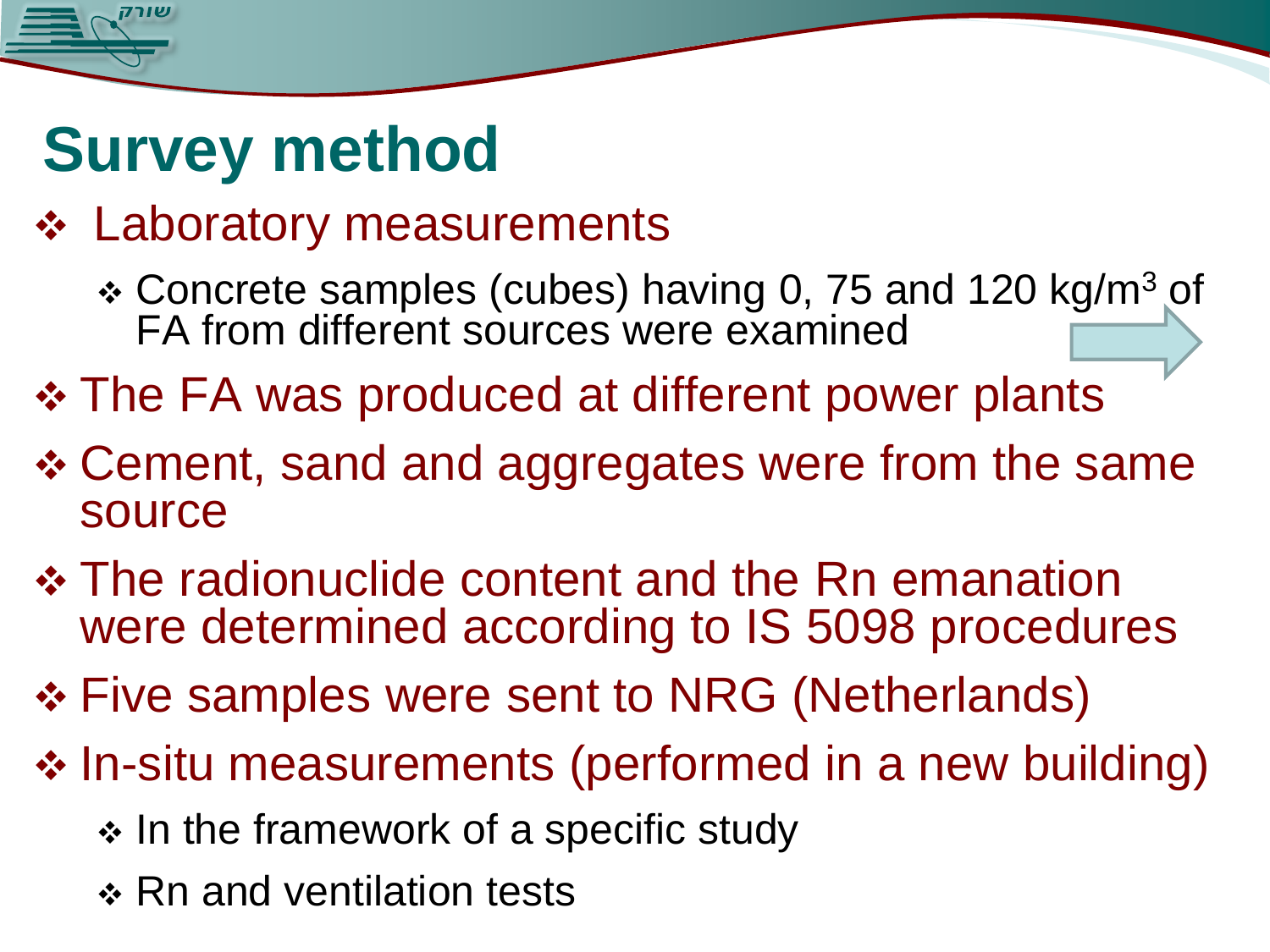# Survey method

- Laboratory measurements
  - Concrete samples (cubes) having 0, 75 and 120 kg/$m^3$ of FA from different sources were examined
- The FA was produced at different power plants
- Cement, sand and aggregates were from the same source
- The radionuclide content and the Rn emanation were determined according to IS 5098 procedures
- Five samples were sent to NRG (Netherlands)
- In-situ measurements (performed in a new building)
  - In the framework of a specific study
  - Rn and ventilation tests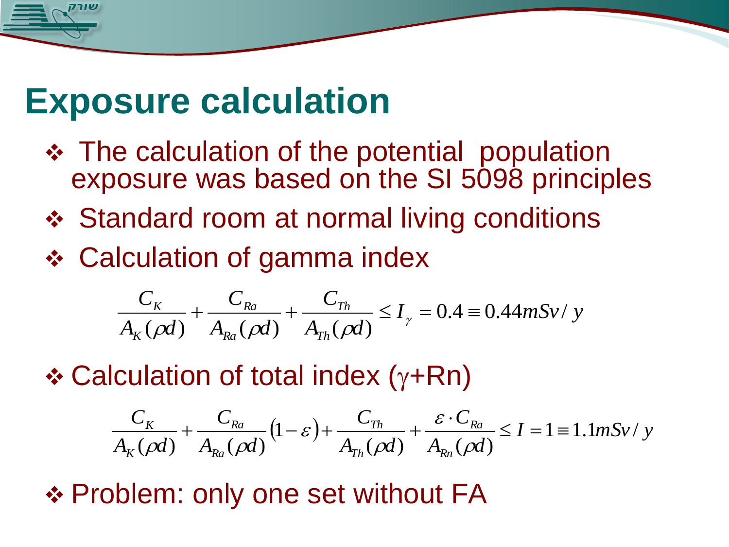# Exposure calculation

- The calculation of the potential population exposure was based on the SI 5098 principles
- Standard room at normal living conditions
- Calculation of gamma index

$$\frac{C_K}{A_K(\rho d)} + \frac{C_{Ra}}{A_{Ra}(\rho d)} + \frac{C_{Th}}{A_{Th}(\rho d)} \le I_\gamma = 0.4 \equiv 0.44 mSv/y$$

- Calculation of total index ($\gamma$+Rn)

$$\frac{C_K}{A_K(\rho d)} + \frac{C_{Ra}}{A_{Ra}(\rho d)}(1-\varepsilon) + \frac{C_{Th}}{A_{Th}(\rho d)} + \frac{\varepsilon \cdot C_{Ra}}{A_{Rn}(\rho d)} \le I = 1 \equiv 1.1 mSv/y$$

- Problem: only one set without FA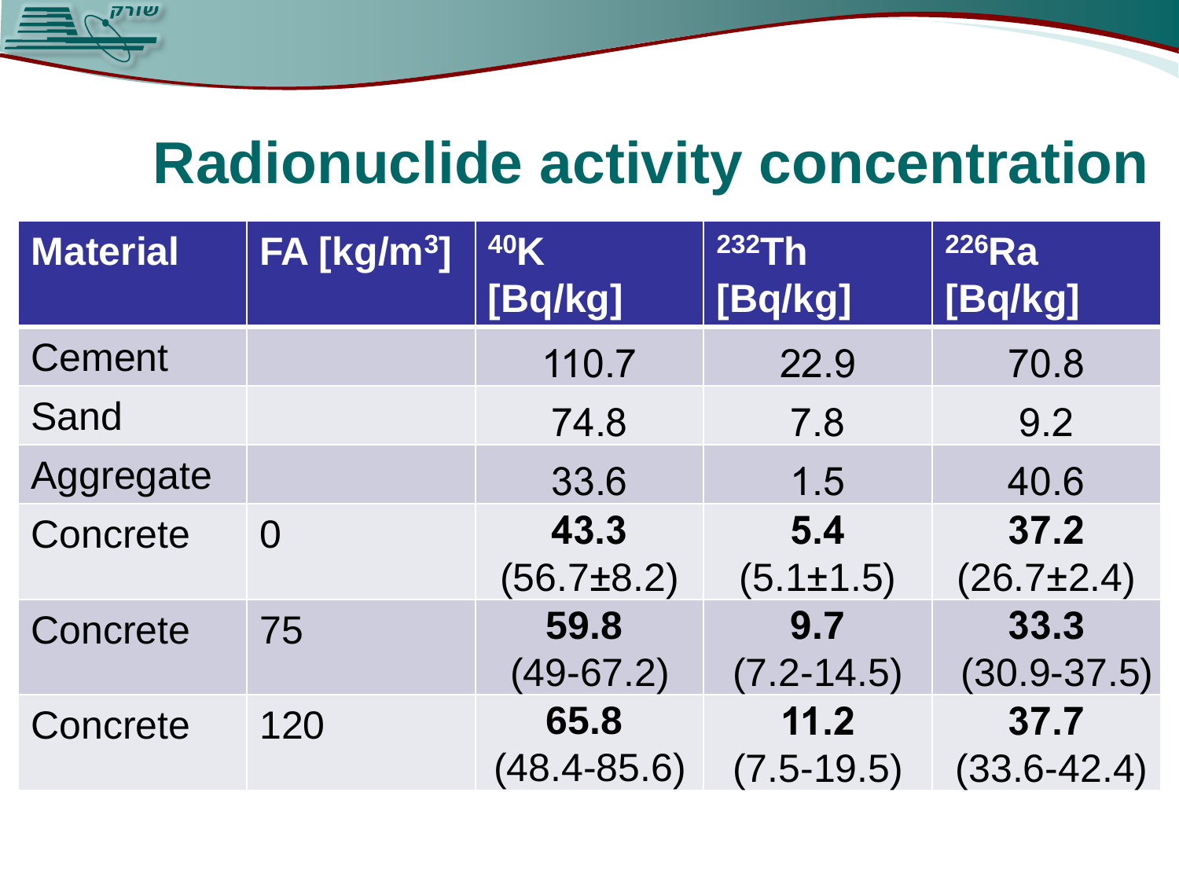# Radionuclide activity concentration

| Material | FA [kg/m$^3$] | $^{40}$K [Bq/kg] | $^{232}$Th [Bq/kg] | $^{226}$Ra [Bq/kg] |
|---|---|---|---|---|
| Cement | | 110.7 | 22.9 | 70.8 |
| Sand | | 74.8 | 7.8 | 9.2 |
| Aggregate | | 33.6 | 1.5 | 40.6 |
| Concrete | 0 | **43.3** (56.7±8.2) | **5.4** (5.1±1.5) | **37.2** (26.7±2.4) |
| Concrete | 75 | **59.8** (49-67.2) | **9.7** (7.2-14.5) | **33.3** (30.9-37.5) |
| Concrete | 120 | **65.8** (48.4-85.6) | **11.2** (7.5-19.5) | **37.7** (33.6-42.4) |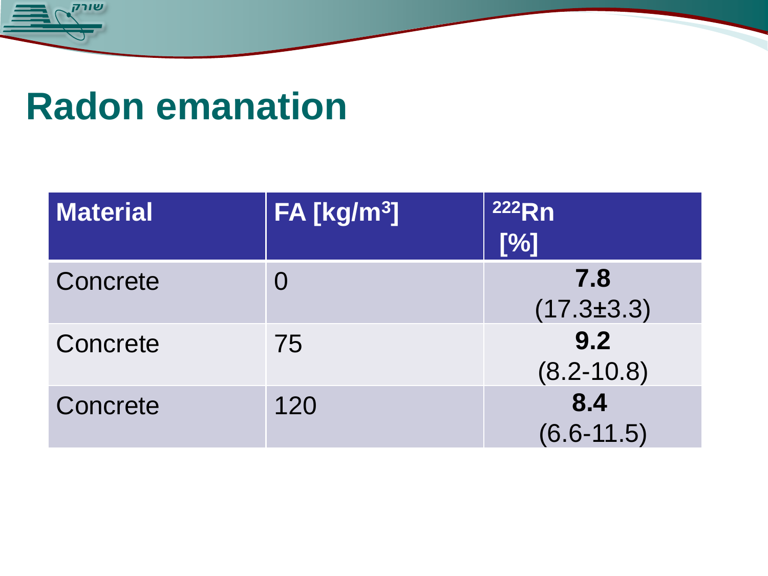# Radon emanation

| **Material** | **FA [kg/m$^3$]** | **$^{222}$Rn [%]** |
|---|---|---|
| Concrete | 0 | **7.8** (17.3±3.3) |
| Concrete | 75 | **9.2** (8.2-10.8) |
| Concrete | 120 | **8.4** (6.6-11.5) |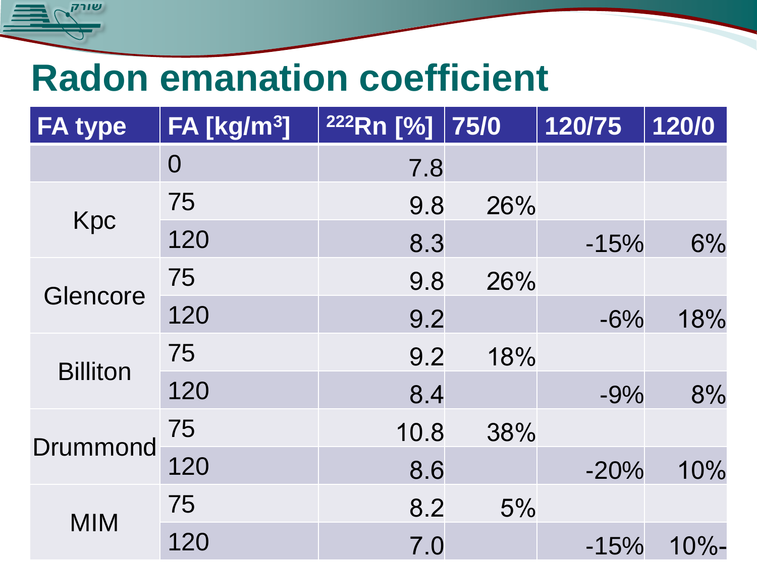# Radon emanation coefficient

| FA type | FA [kg/m$^3$] | $^{222}$Rn [%] | 75/0 | 120/75 | 120/0 |
|---|---|---|---|---|---|
| | 0 | 7.8 | | | |
| Kpc | 75 | 9.8 | 26% | | |
| | 120 | 8.3 | | -15% | 6% |
| Glencore | 75 | 9.8 | 26% | | |
| | 120 | 9.2 | | -6% | 18% |
| Billiton | 75 | 9.2 | 18% | | |
| | 120 | 8.4 | | -9% | 8% |
| Drummond | 75 | 10.8 | 38% | | |
| | 120 | 8.6 | | -20% | 10% |
| MIM | 75 | 8.2 | 5% | | |
| | 120 | 7.0 | | -15% | 10%- |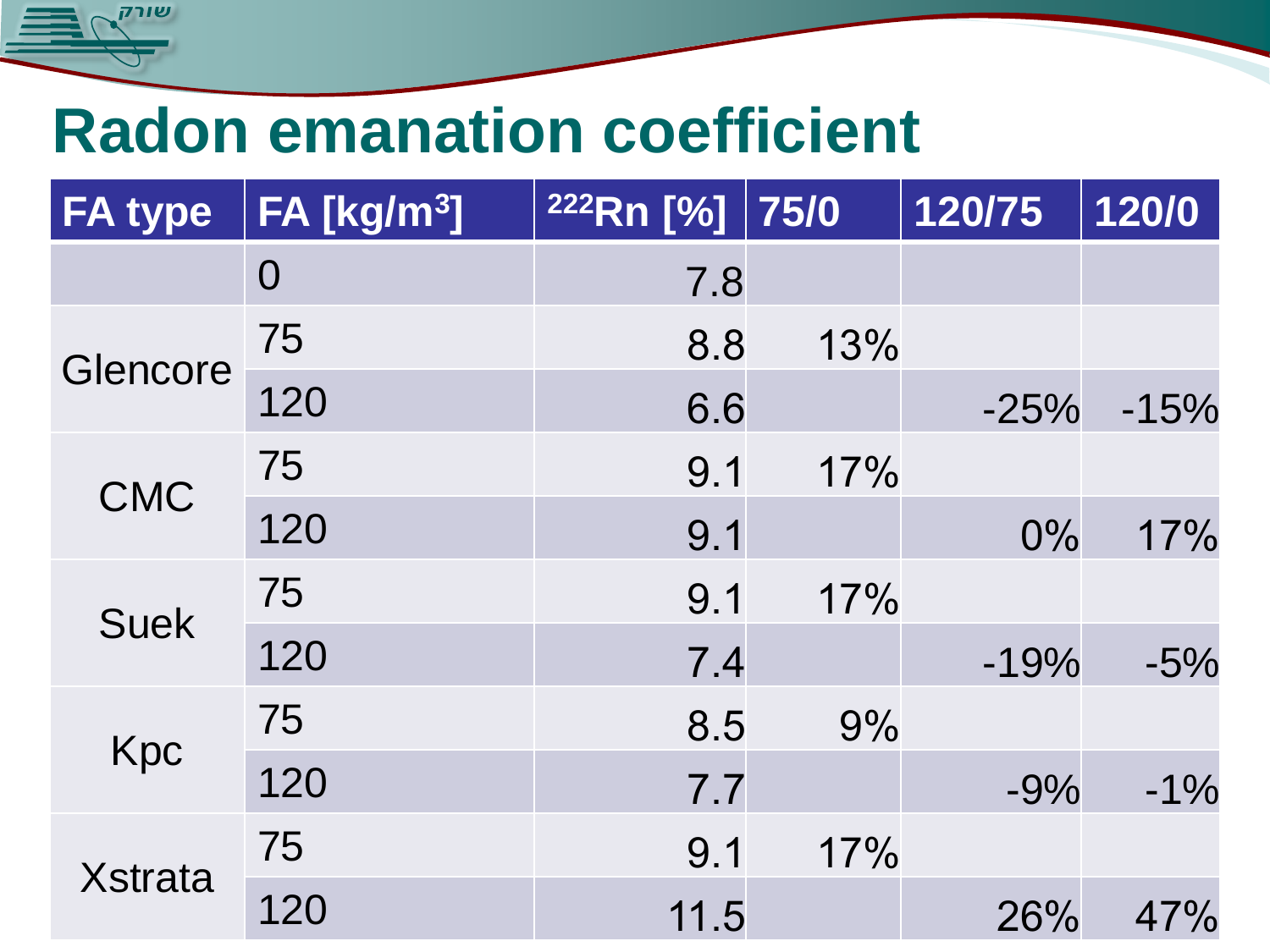# Radon emanation coefficient

| FA type | FA [kg/m$^3$] | $^{222}$Rn [%] | 75/0 | 120/75 | 120/0 |
|---|---|---|---|---|---|
| | 0 | 7.8 | | | |
| Glencore | 75 | 8.8 | 13% | | |
| | 120 | 6.6 | | -25% | -15% |
| CMC | 75 | 9.1 | 17% | | |
| | 120 | 9.1 | | 0% | 17% |
| Suek | 75 | 9.1 | 17% | | |
| | 120 | 7.4 | | -19% | -5% |
| Kpc | 75 | 8.5 | 9% | | |
| | 120 | 7.7 | | -9% | -1% |
| Xstrata | 75 | 9.1 | 17% | | |
| | 120 | 11.5 | | 26% | 47% |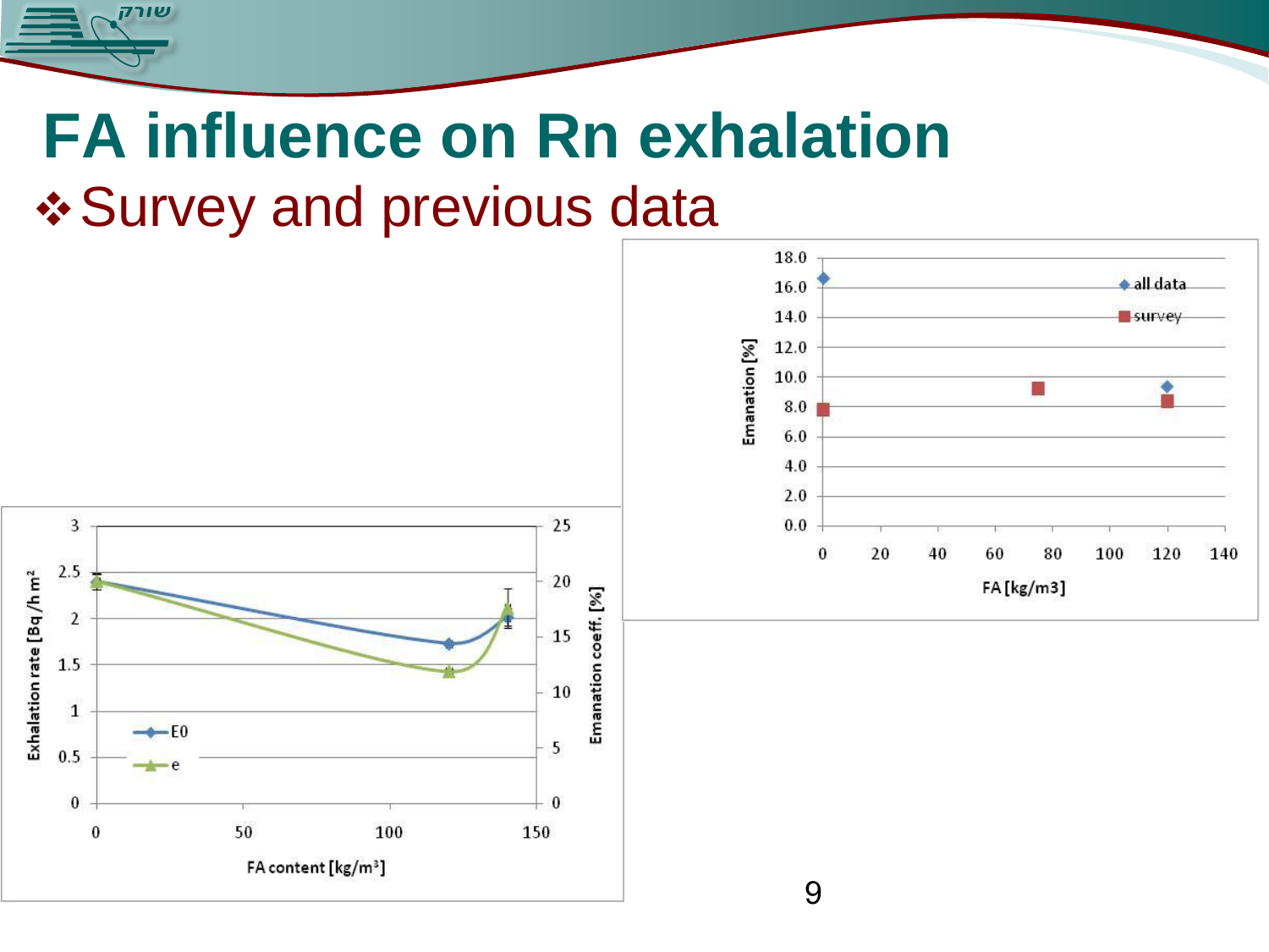# FA influence on Rn exhalation

❖ Survey and previous data

18.0
16.0
14.0
12.0
10.0
8.0
6.0
4.0
2.0
0.0
Emanation [%]
0 20 40 60 80 100 120 140
FA [kg/m3]
all data
survey

3
2.5
2
1.5
1
0.5
0
Exhalation rate [Bq /h m²]
25
20
15
10
5
0
Emanation coeff. [%]
0 50 100 150
FA content [kg/m³]
E0
e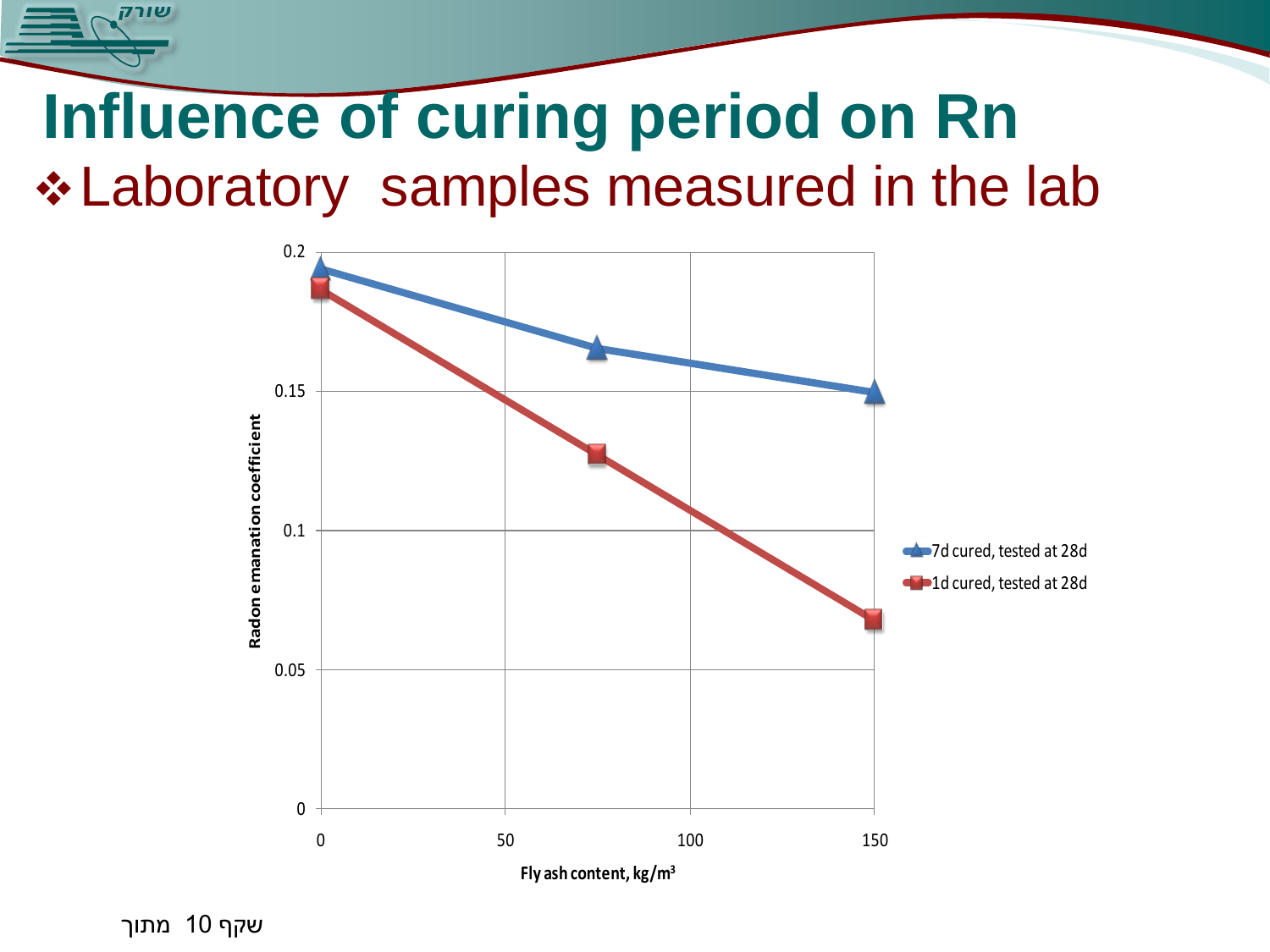# Influence of curing period on Rn

- Laboratory samples measured in the lab

0.2
0.15
0.1
0.05
0

Radon emanation coefficient

0
50
100
150

Fly ash content, kg/m$^3$

7d cured, tested at 28d
1d cured, tested at 28d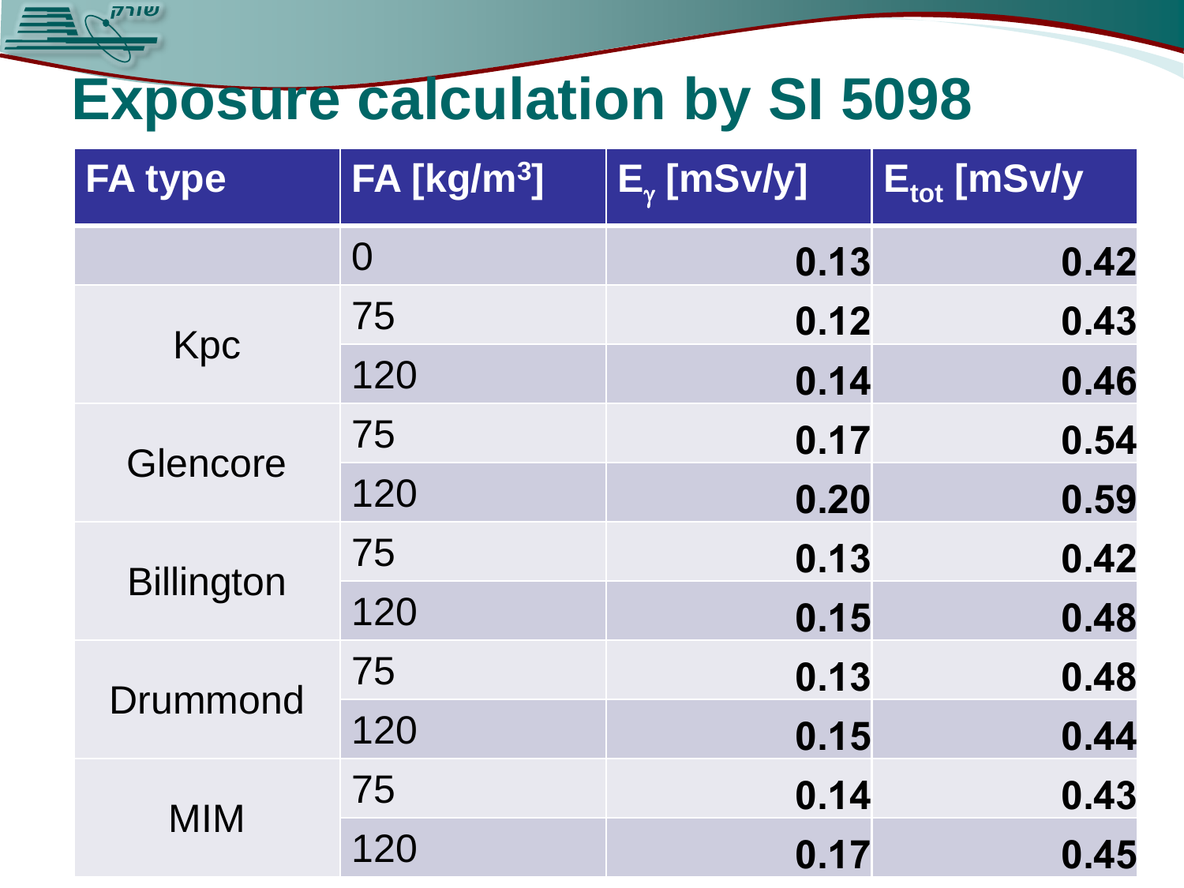# Exposure calculation by SI 5098

| FA type | FA [kg/m³] | $E_\gamma$ [mSv/y] | $E_{tot}$ [mSv/y |
|---|---|---|---|
| | 0 | **0.13** | **0.42** |
| Kpc | 75 | **0.12** | **0.43** |
| | 120 | **0.14** | **0.46** |
| Glencore | 75 | **0.17** | **0.54** |
| | 120 | **0.20** | **0.59** |
| Billington | 75 | **0.13** | **0.42** |
| | 120 | **0.15** | **0.48** |
| Drummond | 75 | **0.13** | **0.48** |
| | 120 | **0.15** | **0.44** |
| MIM | 75 | **0.14** | **0.43** |
| | 120 | **0.17** | **0.45** |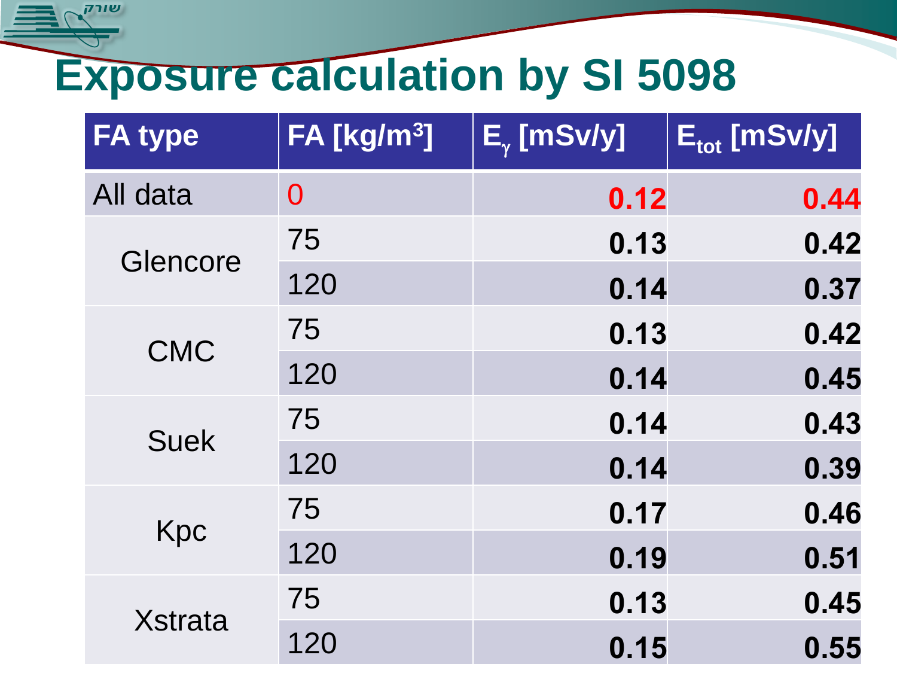# Exposure calculation by SI 5098

| FA type | FA [kg/m³] | $E_\gamma$ [mSv/y] | $E_{tot}$ [mSv/y] |
|---|---|---|---|
| All data | 0 | **0.12** | **0.44** |
| Glencore | 75 | **0.13** | **0.42** |
| | 120 | **0.14** | **0.37** |
| CMC | 75 | **0.13** | **0.42** |
| | 120 | **0.14** | **0.45** |
| Suek | 75 | **0.14** | **0.43** |
| | 120 | **0.14** | **0.39** |
| Kpc | 75 | **0.17** | **0.46** |
| | 120 | **0.19** | **0.51** |
| Xstrata | 75 | **0.13** | **0.45** |
| | 120 | **0.15** | **0.55** |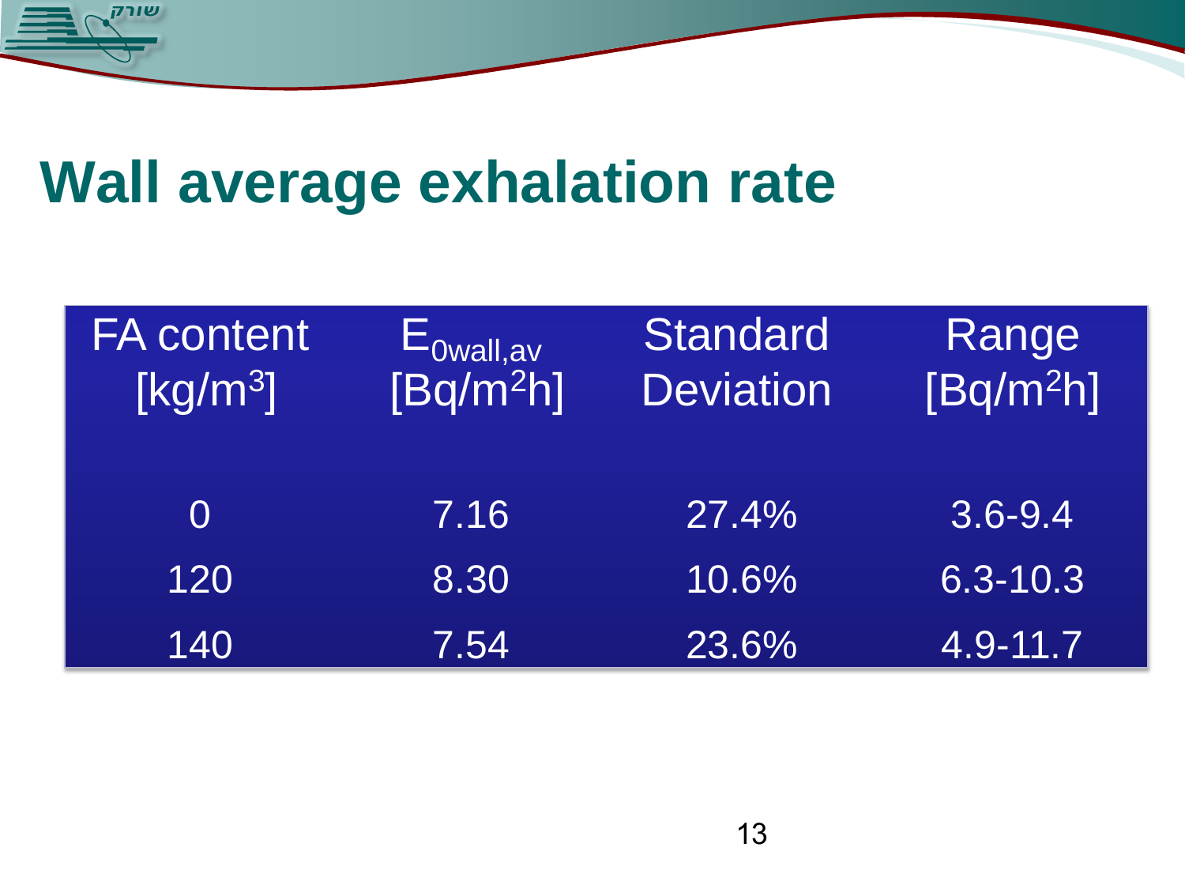# Wall average exhalation rate

| FA content [kg/m$^3$] | $E_{0wall,av}$ [Bq/m$^2$h] | Standard Deviation | Range [Bq/m$^2$h] |
|---|---|---|---|
| 0 | 7.16 | 27.4% | 3.6-9.4 |
| 120 | 8.30 | 10.6% | 6.3-10.3 |
| 140 | 7.54 | 23.6% | 4.9-11.7 |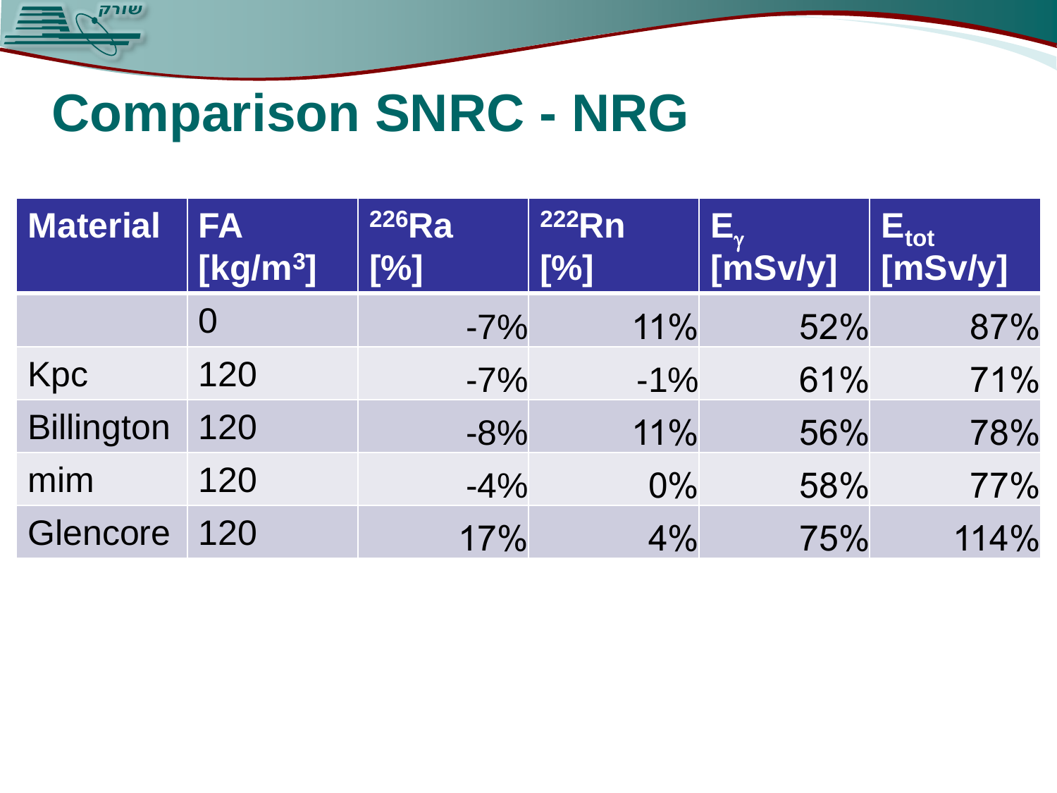# Comparison SNRC - NRG

| Material | FA [kg/m$^3$] | $^{226}$Ra [%] | $^{222}$Rn [%] | $E_\gamma$ [mSv/y] | $E_{tot}$ [mSv/y] |
|---|---|---|---|---|---|
| | 0 | -7% | 11% | 52% | 87% |
| Kpc | 120 | -7% | -1% | 61% | 71% |
| Billington | 120 | -8% | 11% | 56% | 78% |
| mim | 120 | -4% | 0% | 58% | 77% |
| Glencore | 120 | 17% | 4% | 75% | 114% |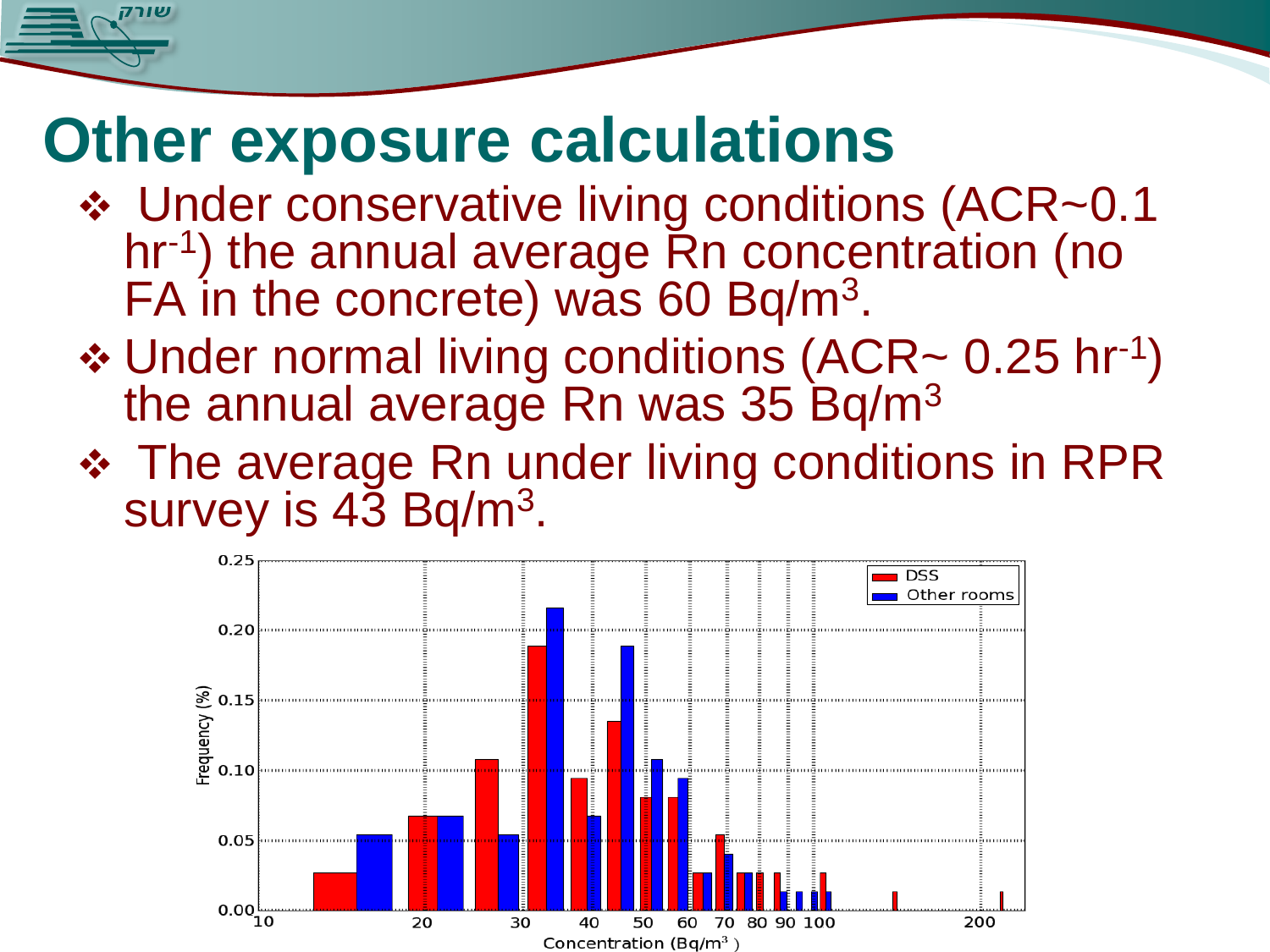# Other exposure calculations

- Under conservative living conditions (ACR~0.1 $hr^{-1}$) the annual average Rn concentration (no FA in the concrete) was 60 $Bq/m^3$.
- Under normal living conditions (ACR~ 0.25 $hr^{-1}$) the annual average Rn was 35 $Bq/m^3$
- The average Rn under living conditions in RPR survey is 43 $Bq/m^3$.

DSS
Other rooms

Frequency (%)

0.00
0.05
0.10
0.15
0.20
0.25

10
20
30
40
50
60
70
80
90
100
200

Concentration ($Bq/m^3$)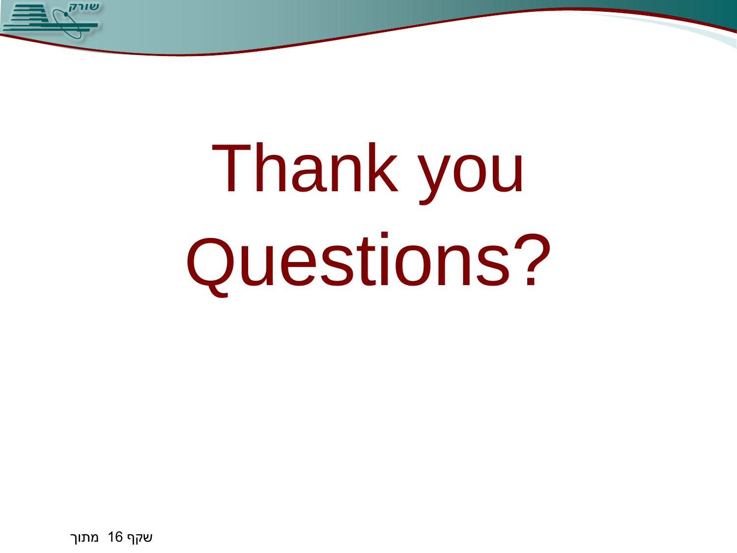# Thank you

# Questions?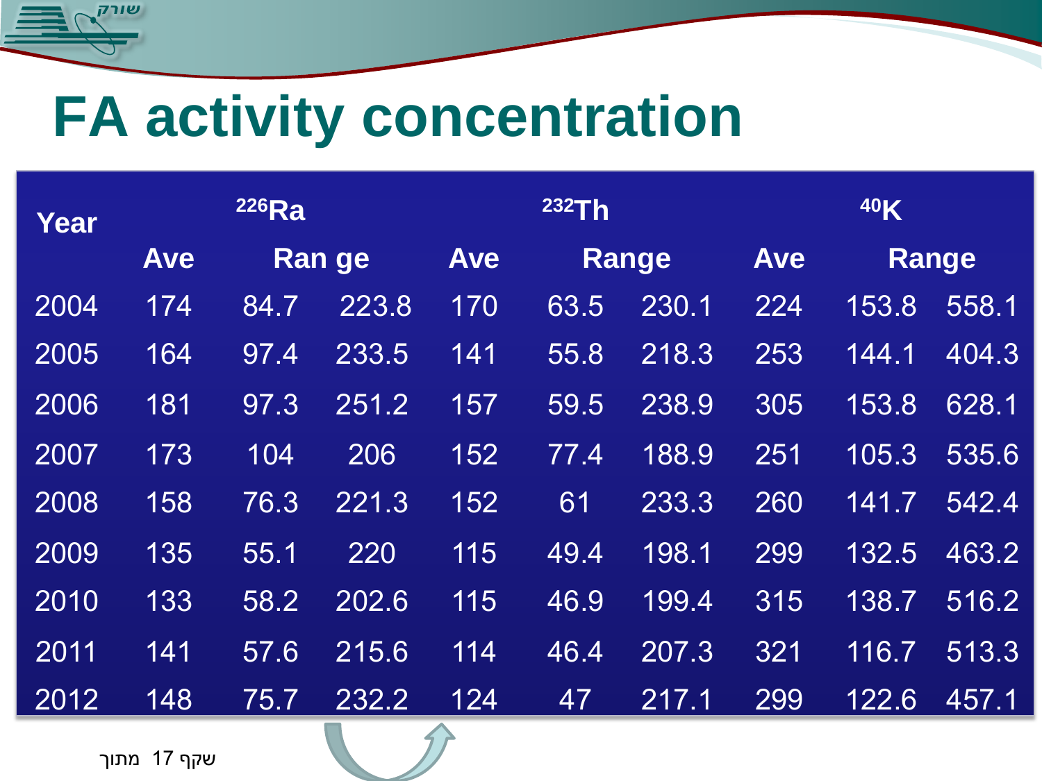# FA activity concentration

| Year | $^{226}Ra$ | | | $^{232}Th$ | | | $^{40}K$ | | |
|---|---|---|---|---|---|---|---|---|---|
| | Ave | Ran ge | | Ave | Range | | Ave | Range | |
| 2004 | 174 | 84.7 | 223.8 | 170 | 63.5 | 230.1 | 224 | 153.8 | 558.1 |
| 2005 | 164 | 97.4 | 233.5 | 141 | 55.8 | 218.3 | 253 | 144.1 | 404.3 |
| 2006 | 181 | 97.3 | 251.2 | 157 | 59.5 | 238.9 | 305 | 153.8 | 628.1 |
| 2007 | 173 | 104 | 206 | 152 | 77.4 | 188.9 | 251 | 105.3 | 535.6 |
| 2008 | 158 | 76.3 | 221.3 | 152 | 61 | 233.3 | 260 | 141.7 | 542.4 |
| 2009 | 135 | 55.1 | 220 | 115 | 49.4 | 198.1 | 299 | 132.5 | 463.2 |
| 2010 | 133 | 58.2 | 202.6 | 115 | 46.9 | 199.4 | 315 | 138.7 | 516.2 |
| 2011 | 141 | 57.6 | 215.6 | 114 | 46.4 | 207.3 | 321 | 116.7 | 513.3 |
| 2012 | 148 | 75.7 | 232.2 | 124 | 47 | 217.1 | 299 | 122.6 | 457.1 |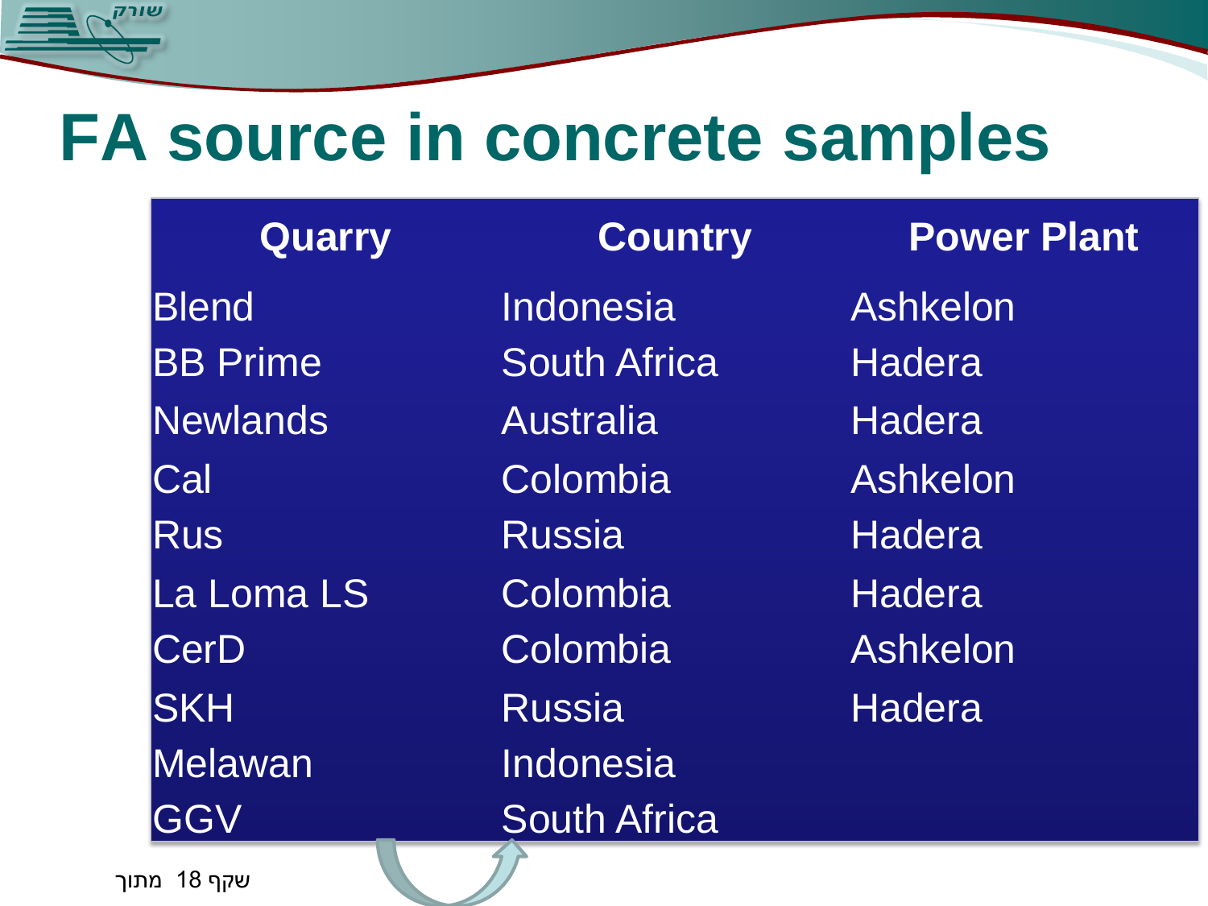# FA source in concrete samples

| Quarry | Country | Power Plant |
|---|---|---|
| Blend | Indonesia | Ashkelon |
| BB Prime | South Africa | Hadera |
| Newlands | Australia | Hadera |
| Cal | Colombia | Ashkelon |
| Rus | Russia | Hadera |
| La Loma LS | Colombia | Hadera |
| CerD | Colombia | Ashkelon |
| SKH | Russia | Hadera |
| Melawan | Indonesia | |
| GGV | South Africa | |